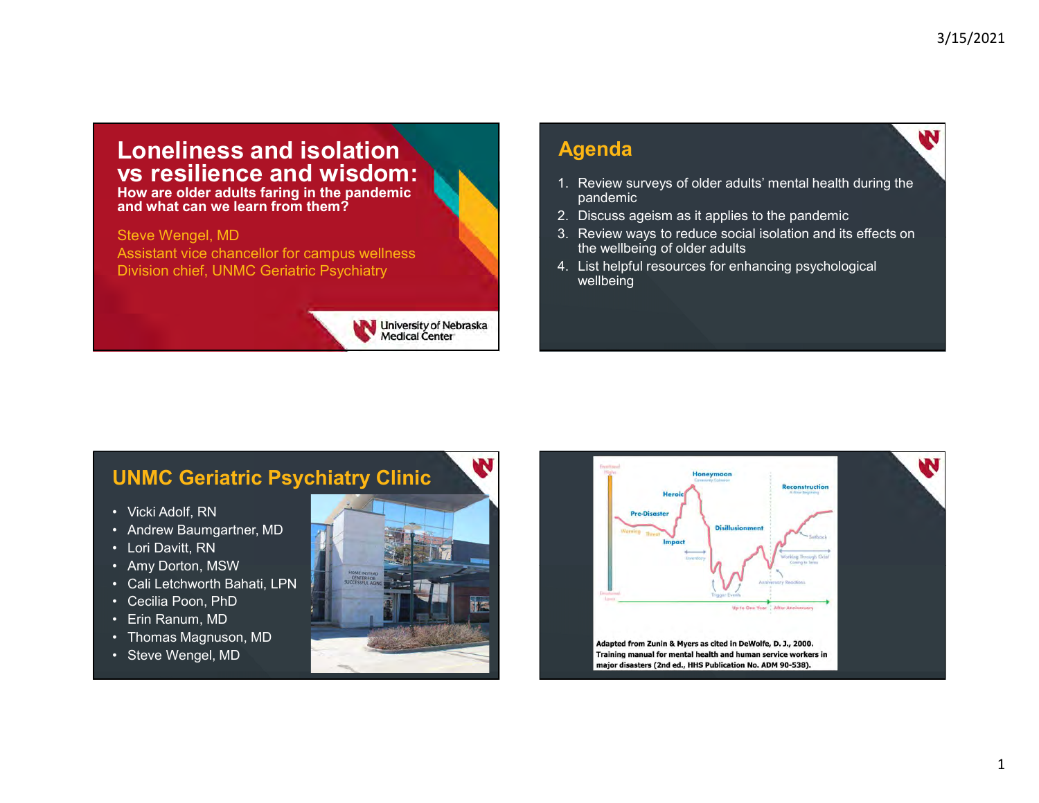# Loneliness and isolation vs resilience and wisdom:

**How are older adults faring in the pandemic and what can we learn from them?**

Steve Wengel, MD
Assistant vice chancellor for campus wellness
Division chief, UNMC Geriatric Psychiatry

University of Nebraska Medical Center

## Agenda

1. Review surveys of older adults' mental health during the pandemic
2. Discuss ageism as it applies to the pandemic
3. Review ways to reduce social isolation and its effects on the wellbeing of older adults
4. List helpful resources for enhancing psychological wellbeing

## UNMC Geriatric Psychiatry Clinic

- Vicki Adolf, RN
- Andrew Baumgartner, MD
- Lori Davitt, RN
- Amy Dorton, MSW
- Cali Letchworth Bahati, LPN
- Cecilia Poon, PhD
- Erin Ranum, MD
- Thomas Magnuson, MD
- Steve Wengel, MD

Adapted from Zunin & Myers as cited in DeWolfe, D. J., 2000. Training manual for mental health and human service workers in major disasters (2nd ed., HHS Publication No. ADM 90-538).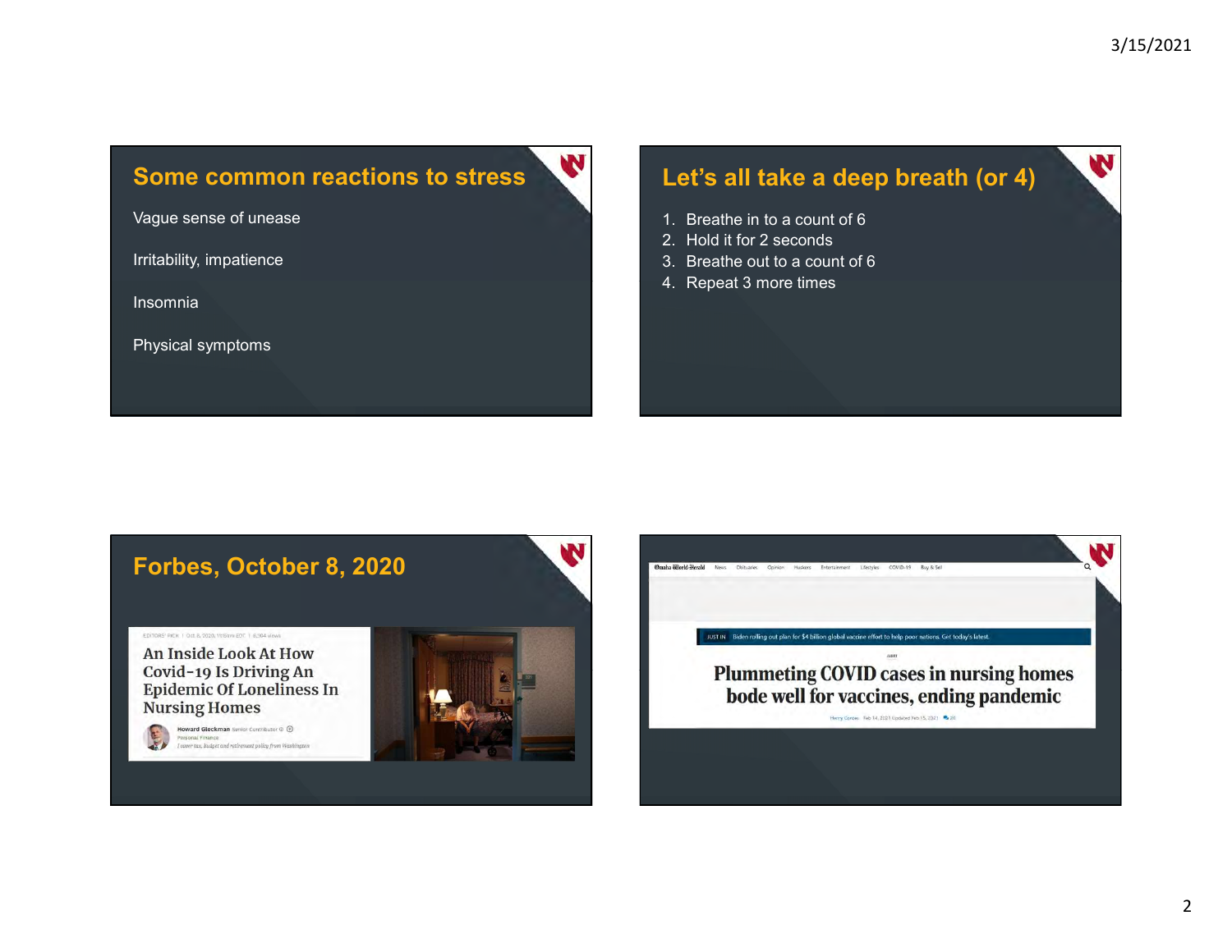## Some common reactions to stress

Vague sense of unease

Irritability, impatience

Insomnia

Physical symptoms

## Let's all take a deep breath (or 4)

1. Breathe in to a count of 6
2. Hold it for 2 seconds
3. Breathe out to a count of 6
4. Repeat 3 more times

## Forbes, October 8, 2020

EDITORS' PICK | Oct 8, 2020, 11:59am EDT | 8,904 views

**An Inside Look At How Covid-19 Is Driving An Epidemic Of Loneliness In Nursing Homes**

Howard Gleckman Senior Contributor
Personal Finance
*I cover tax, budget and retirement policy from Washington*

---

Omaha World-Herald | News | Obituaries | Opinion | Huskers | Entertainment | Lifestyles | COVID-19 | Buy & Sell

JUST IN Biden rolling out plan for $4 billion global vaccine effort to help poor nations. Get today's latest.

**Plummeting COVID cases in nursing homes bode well for vaccines, ending pandemic**

Henry Cordes Feb 14, 2021 Updated Feb 15, 2021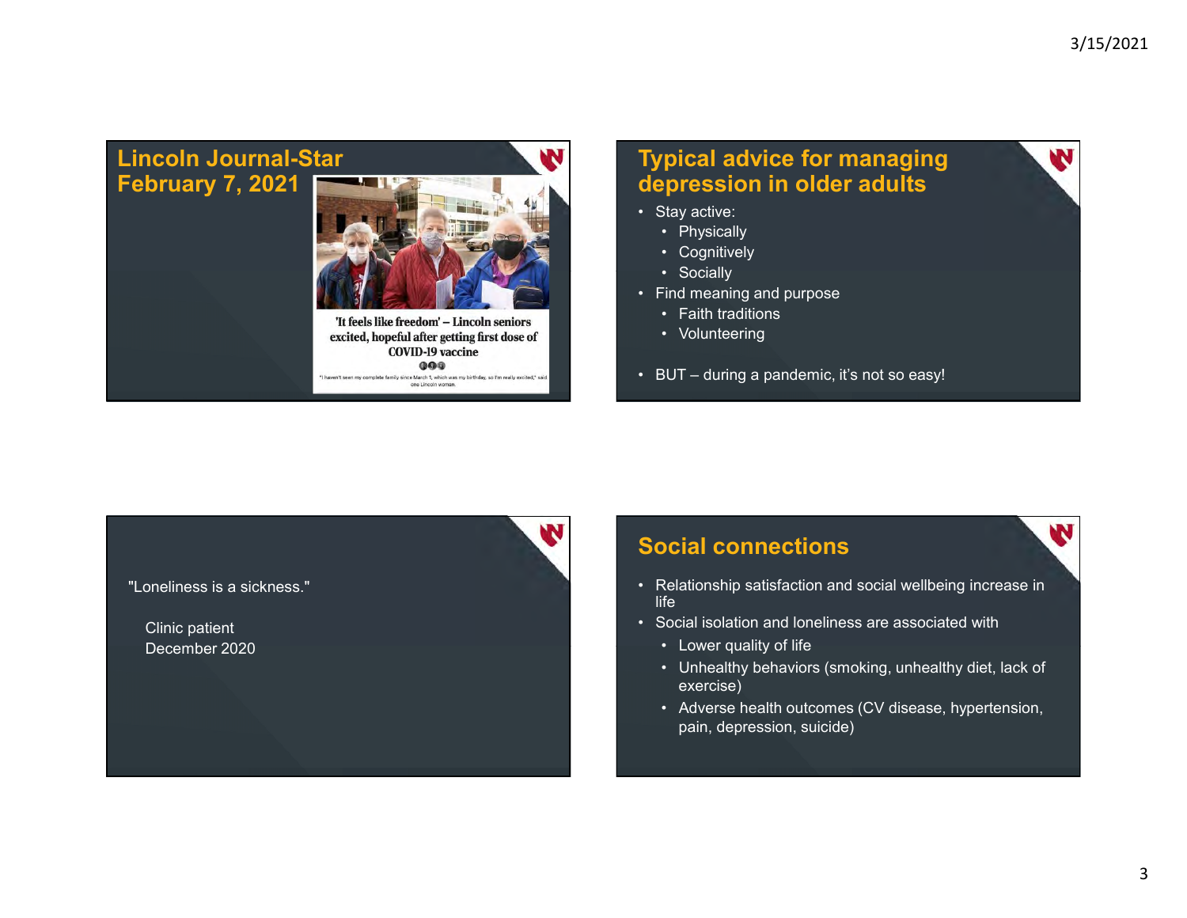## Lincoln Journal-Star February 7, 2021

'It feels like freedom' – Lincoln seniors excited, hopeful after getting first dose of COVID-19 vaccine

"I haven't seen my complete family since March 7, which was my birthday, so I'm really excited," said one Lincoln woman.

## Typical advice for managing depression in older adults

- Stay active:
  - Physically
  - Cognitively
  - Socially
- Find meaning and purpose
  - Faith traditions
  - Volunteering
- BUT – during a pandemic, it's not so easy!

"Loneliness is a sickness."

Clinic patient
December 2020

## Social connections

- Relationship satisfaction and social wellbeing increase in life
- Social isolation and loneliness are associated with
  - Lower quality of life
  - Unhealthy behaviors (smoking, unhealthy diet, lack of exercise)
  - Adverse health outcomes (CV disease, hypertension, pain, depression, suicide)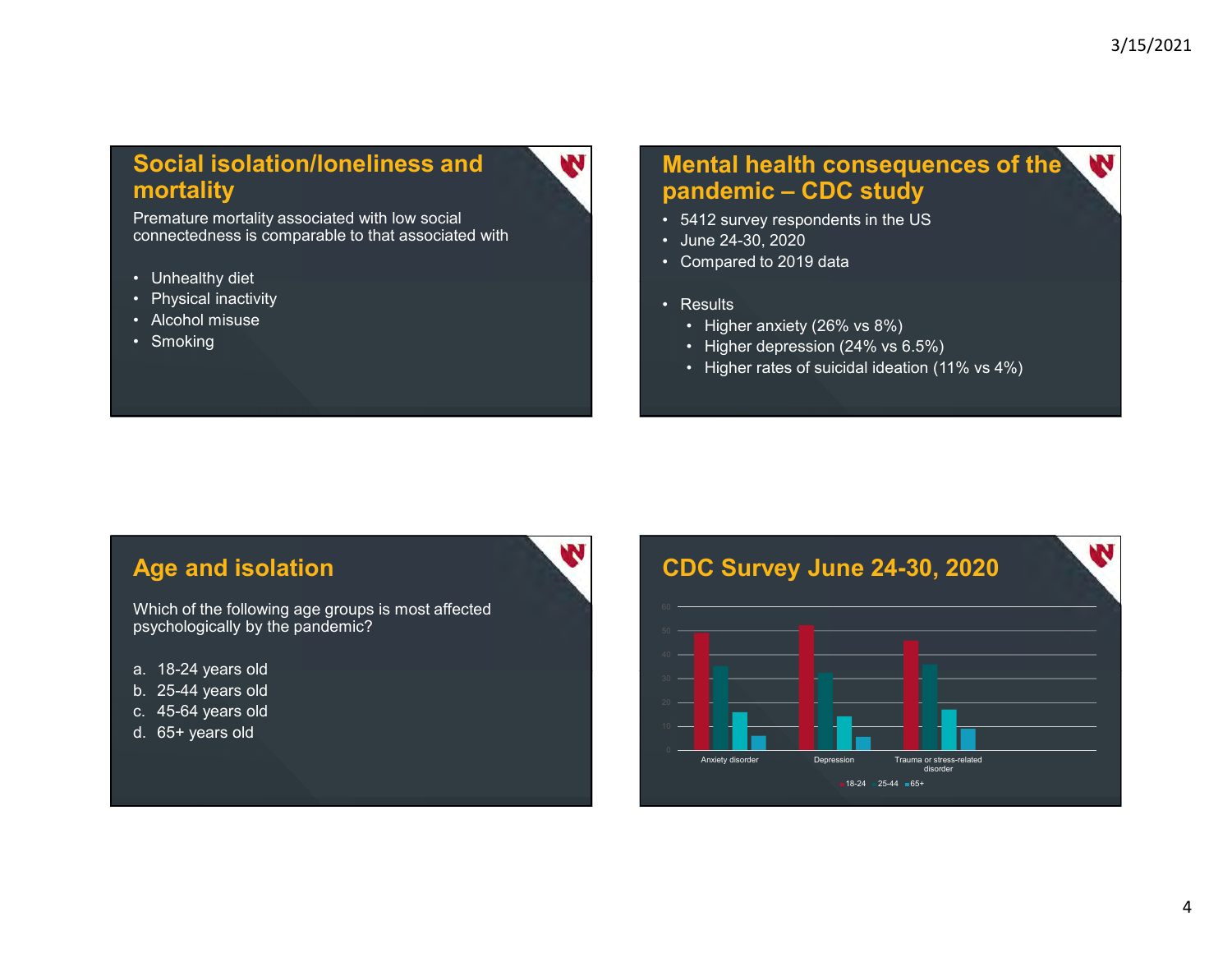## Social isolation/loneliness and mortality

Premature mortality associated with low social connectedness is comparable to that associated with

- Unhealthy diet
- Physical inactivity
- Alcohol misuse
- Smoking

## Mental health consequences of the pandemic – CDC study

- 5412 survey respondents in the US
- June 24-30, 2020
- Compared to 2019 data
- Results
  - Higher anxiety (26% vs 8%)
  - Higher depression (24% vs 6.5%)
  - Higher rates of suicidal ideation (11% vs 4%)

## Age and isolation

Which of the following age groups is most affected psychologically by the pandemic?

a. 18-24 years old
b. 25-44 years old
c. 45-64 years old
d. 65+ years old

## CDC Survey June 24-30, 2020

Chart categories: Anxiety disorder, Depression, Trauma or stress-related disorder

Legend: 18-24, 25-44, 65+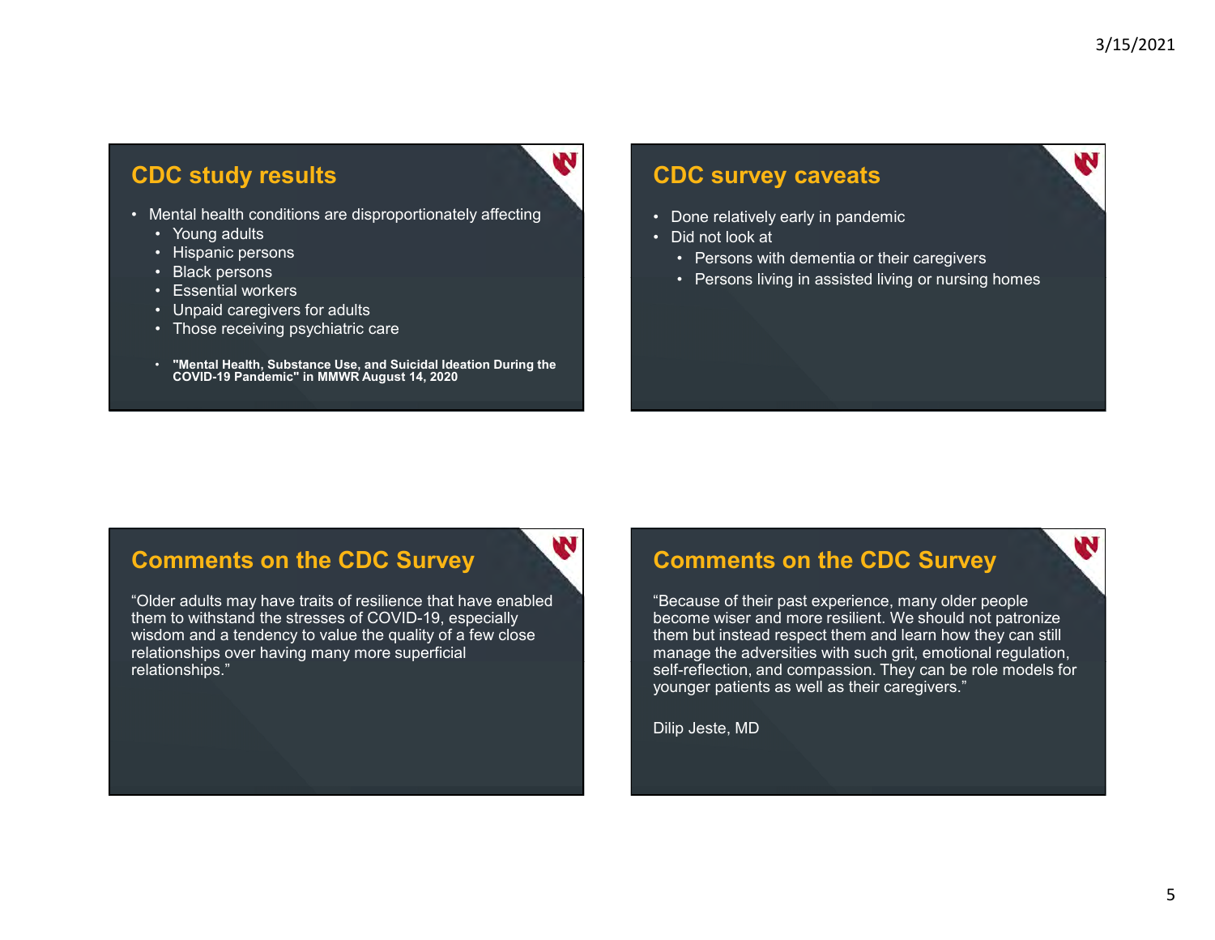## CDC study results

- Mental health conditions are disproportionately affecting
  - Young adults
  - Hispanic persons
  - Black persons
  - Essential workers
  - Unpaid caregivers for adults
  - Those receiving psychiatric care
  - **"Mental Health, Substance Use, and Suicidal Ideation During the COVID-19 Pandemic" in MMWR August 14, 2020**

## CDC survey caveats

- Done relatively early in pandemic
- Did not look at
  - Persons with dementia or their caregivers
  - Persons living in assisted living or nursing homes

## Comments on the CDC Survey

"Older adults may have traits of resilience that have enabled them to withstand the stresses of COVID-19, especially wisdom and a tendency to value the quality of a few close relationships over having many more superficial relationships."

## Comments on the CDC Survey

"Because of their past experience, many older people become wiser and more resilient. We should not patronize them but instead respect them and learn how they can still manage the adversities with such grit, emotional regulation, self-reflection, and compassion. They can be role models for younger patients as well as their caregivers."

Dilip Jeste, MD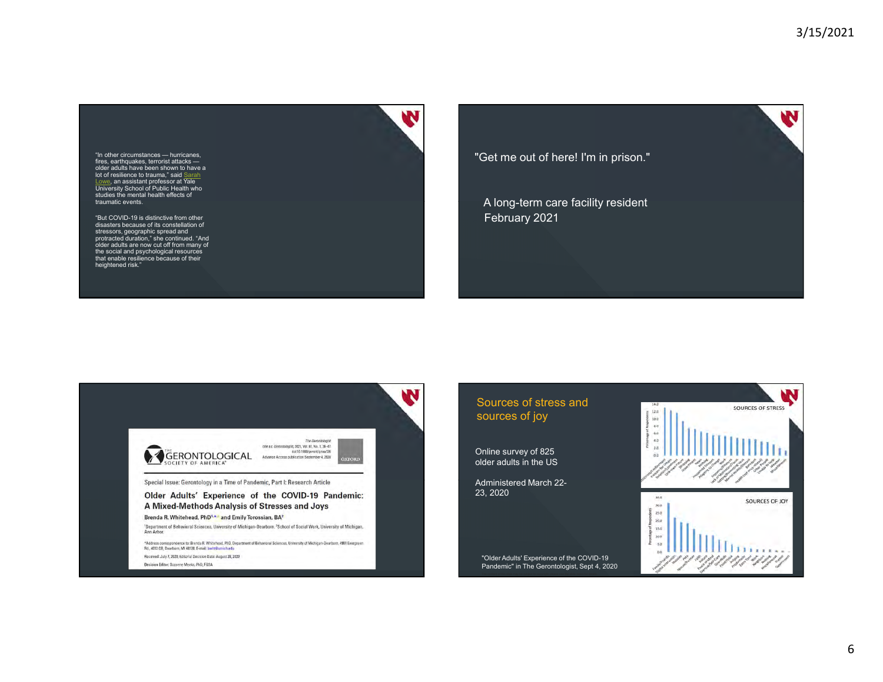"In other circumstances — hurricanes, fires, earthquakes, terrorist attacks — older adults have been shown to have a lot of resilience to trauma," said Sarah Lowe, an assistant professor at Yale University School of Public Health who studies the mental health effects of traumatic events.

"But COVID-19 is distinctive from other disasters because of its constellation of stressors, geographic spread and protracted duration," she continued. "And older adults are now cut off from many of the social and psychological resources that enable resilience because of their heightened risk."

---

"Get me out of here! I'm in prison."

A long-term care facility resident
February 2021

---

THE GERONTOLOGICAL SOCIETY OF AMERICA

The Gerontologist
cite as: Gerontologist, 2021, Vol. 61, No. 1, 36–47
doi:10.1093/geront/gnaa126
Advance Access publication September 4, 2020

Special Issue: Gerontology in a Time of Pandemic, Part I: Research Article

**Older Adults' Experience of the COVID-19 Pandemic: A Mixed-Methods Analysis of Stresses and Joys**

Brenda R. Whitehead, PhD[1,*] and Emily Torossian, BA[2]

[1]Department of Behavioral Sciences, University of Michigan-Dearborn. [2]School of Social Work, University of Michigan, Ann Arbor.

*Address correspondence to: Brenda R. Whitehead, PhD, Department of Behavioral Sciences, University of Michigan-Dearborn, 4901 Evergreen Rd., 4012 CB, Dearborn, MI 48128. E-mail: bwhit@umich.edu

Received: July 7, 2020; Editorial Decision Date: August 28, 2020

Decision Editor: Suzanne Meeks, PhD, FGSA

---

## Sources of stress and sources of joy

Online survey of 825 older adults in the US

Administered March 22-23, 2020

"Older Adults' Experience of the COVID-19 Pandemic" in The Gerontologist, Sept 4, 2020

SOURCES OF STRESS

SOURCES OF JOY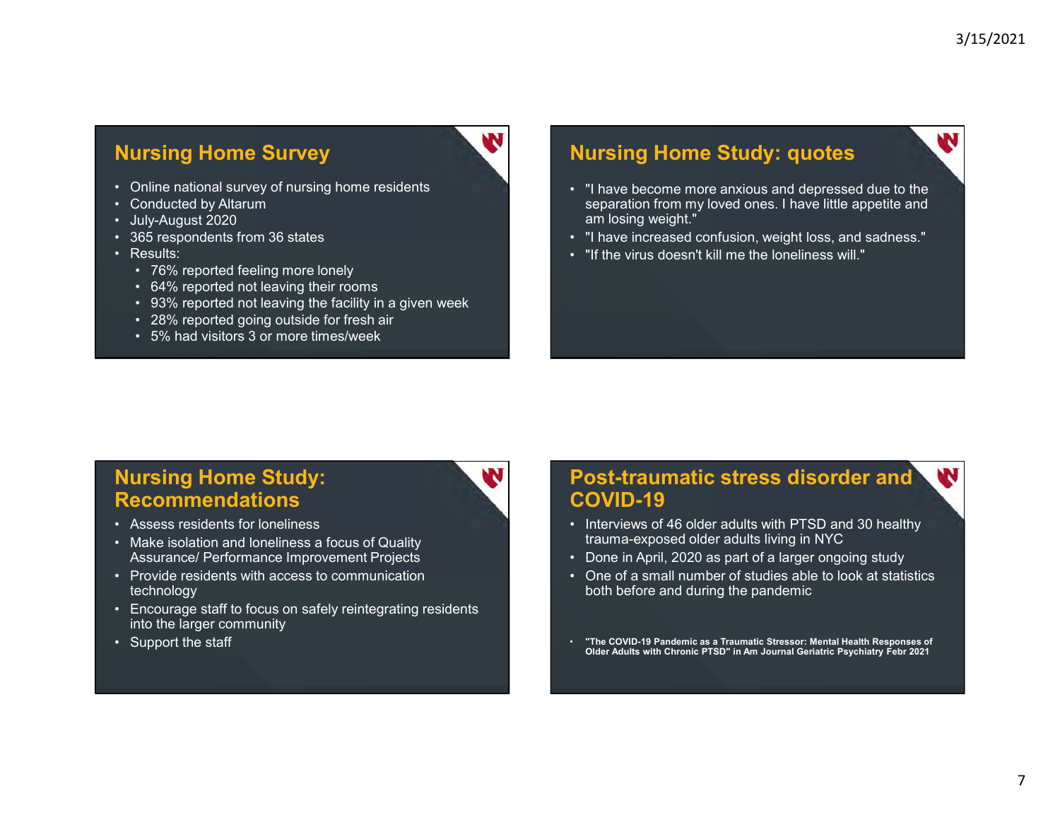## Nursing Home Survey

- Online national survey of nursing home residents
- Conducted by Altarum
- July-August 2020
- 365 respondents from 36 states
- Results:
  - 76% reported feeling more lonely
  - 64% reported not leaving their rooms
  - 93% reported not leaving the facility in a given week
  - 28% reported going outside for fresh air
  - 5% had visitors 3 or more times/week

## Nursing Home Study: quotes

- "I have become more anxious and depressed due to the separation from my loved ones. I have little appetite and am losing weight."
- "I have increased confusion, weight loss, and sadness."
- "If the virus doesn't kill me the loneliness will."

## Nursing Home Study: Recommendations

- Assess residents for loneliness
- Make isolation and loneliness a focus of Quality Assurance/ Performance Improvement Projects
- Provide residents with access to communication technology
- Encourage staff to focus on safely reintegrating residents into the larger community
- Support the staff

## Post-traumatic stress disorder and COVID-19

- Interviews of 46 older adults with PTSD and 30 healthy trauma-exposed older adults living in NYC
- Done in April, 2020 as part of a larger ongoing study
- One of a small number of studies able to look at statistics both before and during the pandemic

- **"The COVID-19 Pandemic as a Traumatic Stressor: Mental Health Responses of Older Adults with Chronic PTSD" in Am Journal Geriatric Psychiatry Febr 2021**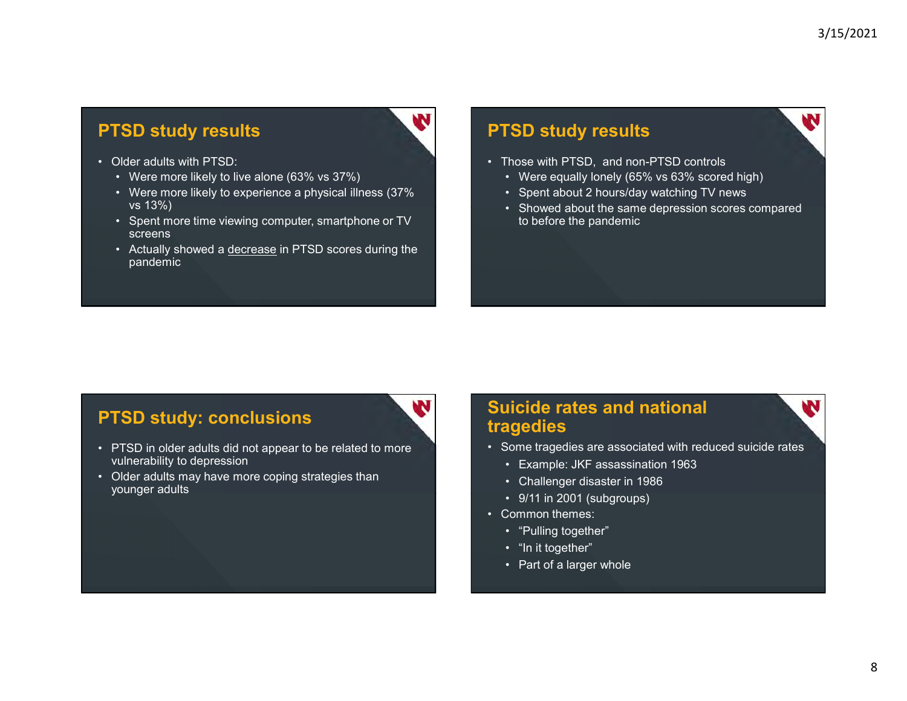## PTSD study results

- Older adults with PTSD:
  - Were more likely to live alone (63% vs 37%)
  - Were more likely to experience a physical illness (37% vs 13%)
  - Spent more time viewing computer, smartphone or TV screens
  - Actually showed a decrease in PTSD scores during the pandemic

## PTSD study results

- Those with PTSD, and non-PTSD controls
  - Were equally lonely (65% vs 63% scored high)
  - Spent about 2 hours/day watching TV news
  - Showed about the same depression scores compared to before the pandemic

## PTSD study: conclusions

- PTSD in older adults did not appear to be related to more vulnerability to depression
- Older adults may have more coping strategies than younger adults

## Suicide rates and national tragedies

- Some tragedies are associated with reduced suicide rates
  - Example: JKF assassination 1963
  - Challenger disaster in 1986
  - 9/11 in 2001 (subgroups)
- Common themes:
  - "Pulling together"
  - "In it together"
  - Part of a larger whole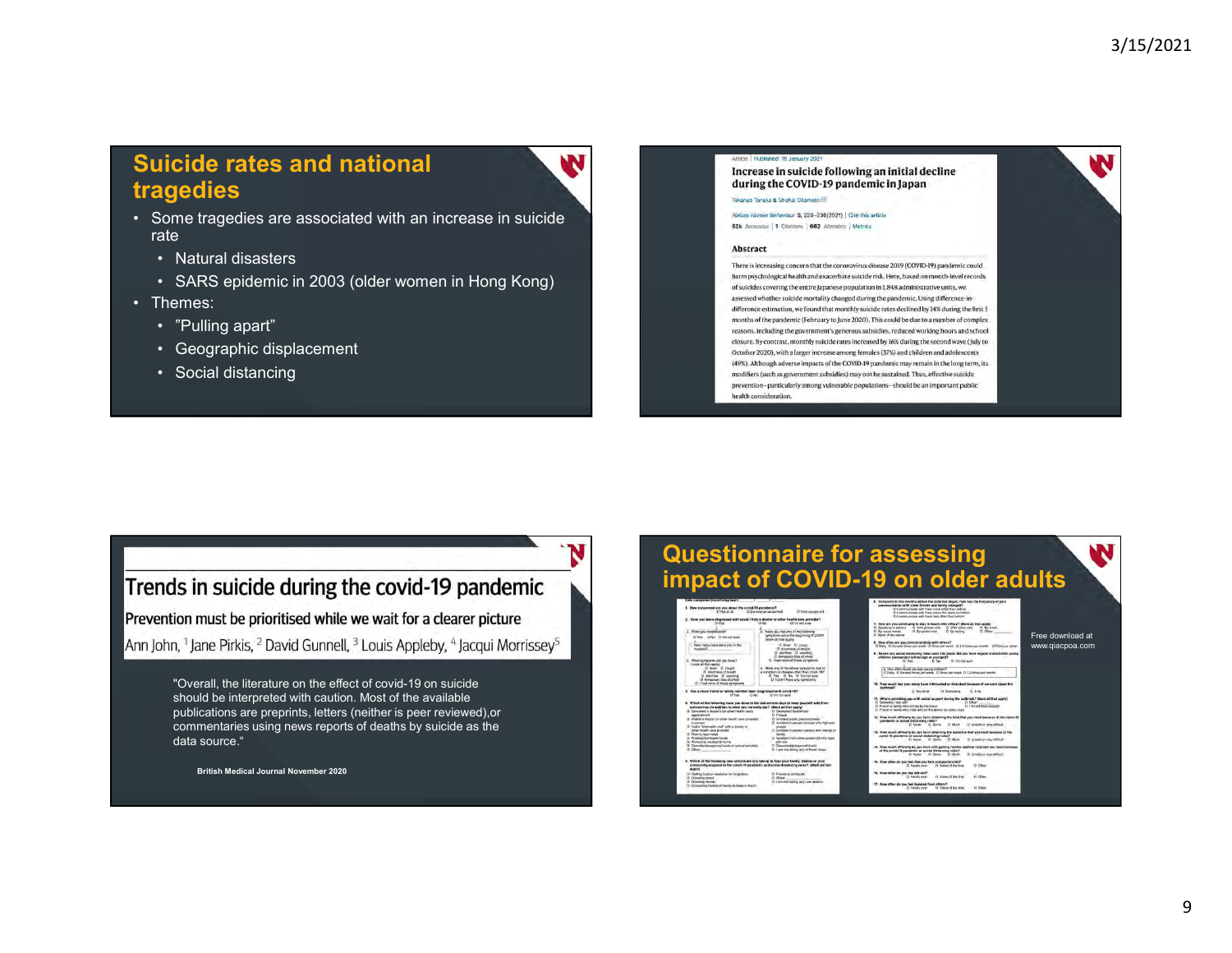## Suicide rates and national tragedies

- Some tragedies are associated with an increase in suicide rate
  - Natural disasters
  - SARS epidemic in 2003 (older women in Hong Kong)
- Themes:
  - ”Pulling apart”
  - Geographic displacement
  - Social distancing

Article | Published: 15 January 2021

### Increase in suicide following an initial decline during the COVID-19 pandemic in Japan

Takanao Tanaka & Shohei Okamoto

Nature Human Behaviour 5, 229–238(2021) | Cite this article

52k Accesses | 1 Citations | 662 Altmetric | Metrics

#### Abstract

There is increasing concern that the coronavirus disease 2019 (COVID-19) pandemic could harm psychological health and exacerbate suicide risk. Here, based on month-level records of suicides covering the entire Japanese population in 1,848 administrative units, we assessed whether suicide mortality changed during the pandemic. Using difference-in-difference estimation, we found that monthly suicide rates declined by 14% during the first 5 months of the pandemic (February to June 2020). This could be due to a number of complex reasons, including the government's generous subsidies, reduced working hours and school closure. By contrast, monthly suicide rates increased by 16% during the second wave (July to October 2020), with a larger increase among females (37%) and children and adolescents (49%). Although adverse impacts of the COVID-19 pandemic may remain in the long term, its modifiers (such as government subsidies) may not be sustained. Thus, effective suicide prevention—particularly among vulnerable populations—should be an important public health consideration.

## Trends in suicide during the covid-19 pandemic

### Prevention must be prioritised while we wait for a clearer picture

Ann John,[1] Jane Pirkis,[2] David Gunnell,[3] Louis Appleby,[4] Jacqui Morrissey[5]

"Overall, the literature on the effect of covid-19 on suicide should be interpreted with caution. Most of the available publications are preprints, letters (neither is peer reviewed),or commentaries using news reports of deaths by suicide as the data source."

**British Medical Journal November 2020**

## Questionnaire for assessing impact of COVID-19 on older adults

Free download at www.qiacpoa.com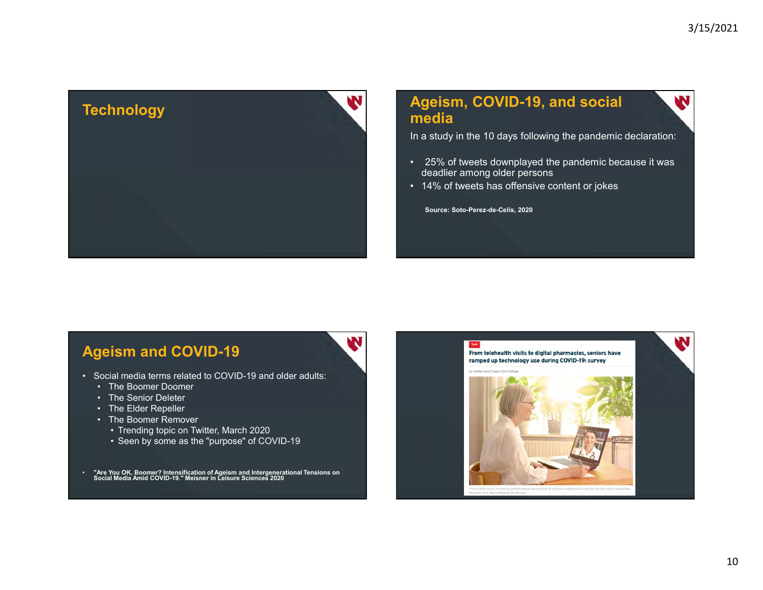## Technology

## Ageism, COVID-19, and social media

In a study in the 10 days following the pandemic declaration:

- 25% of tweets downplayed the pandemic because it was deadlier among older persons
- 14% of tweets has offensive content or jokes

**Source: Soto-Perez-de-Celis, 2020**

## Ageism and COVID-19

- Social media terms related to COVID-19 and older adults:
  - The Boomer Doomer
  - The Senior Deleter
  - The Elder Repeller
  - The Boomer Remover
    - Trending topic on Twitter, March 2020
    - Seen by some as the "purpose" of COVID-19

- **"Are You OK, Boomer? Intensification of Ageism and Intergenerational Tensions on Social Media Amid COVID-19." Meisner in Leisure Sciences 2020**

Tech

**From telehealth visits to digital pharmacies, seniors have ramped up technology use during COVID-19: survey**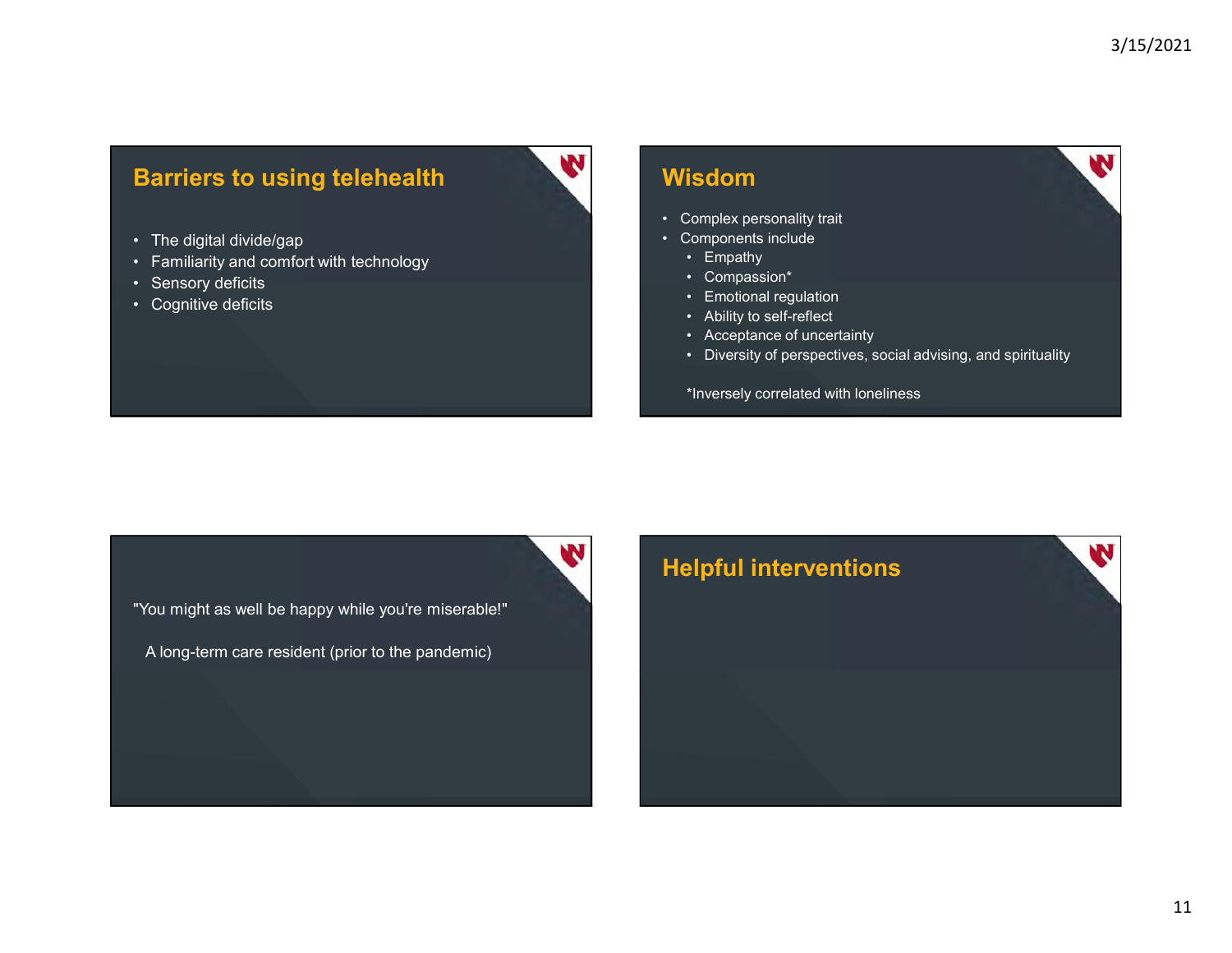## Barriers to using telehealth

- The digital divide/gap
- Familiarity and comfort with technology
- Sensory deficits
- Cognitive deficits

## Wisdom

- Complex personality trait
- Components include
  - Empathy
  - Compassion*
  - Emotional regulation
  - Ability to self-reflect
  - Acceptance of uncertainty
  - Diversity of perspectives, social advising, and spirituality

*Inversely correlated with loneliness

"You might as well be happy while you're miserable!"

A long-term care resident (prior to the pandemic)

## Helpful interventions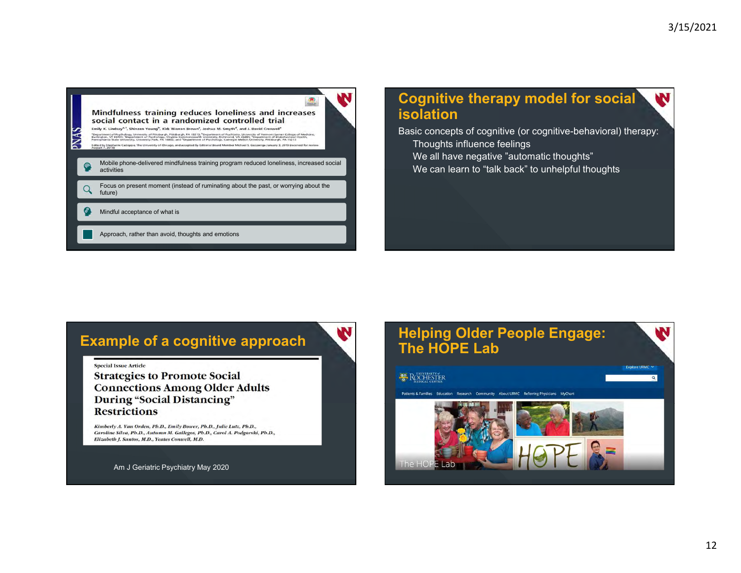## Mindfulness training reduces loneliness and increases social contact in a randomized controlled trial

Emily K. Lindsay, Shinzen Young, Kirk Warren Brown, Joshua M. Smyth, and J. David Creswell

- Mobile phone-delivered mindfulness training program reduced loneliness, increased social activities
- Focus on present moment (instead of ruminating about the past, or worrying about the future)
- Mindful acceptance of what is
- Approach, rather than avoid, thoughts and emotions

## Cognitive therapy model for social isolation

Basic concepts of cognitive (or cognitive-behavioral) therapy:

- Thoughts influence feelings
- We all have negative "automatic thoughts"
- We can learn to "talk back" to unhelpful thoughts

## Example of a cognitive approach

Special Issue Article

**Strategies to Promote Social Connections Among Older Adults During "Social Distancing" Restrictions**

*Kimberly A. Van Orden, Ph.D., Emily Bower, Ph.D., Julie Lutz, Ph.D., Caroline Silva, Ph.D., Autumn M. Gallegos, Ph.D., Carol A. Podgorski, Ph.D., Elizabeth J. Santos, M.D., Yeates Conwell, M.D.*

Am J Geriatric Psychiatry May 2020

## Helping Older People Engage: The HOPE Lab

University of Rochester Medical Center

The HOPE Lab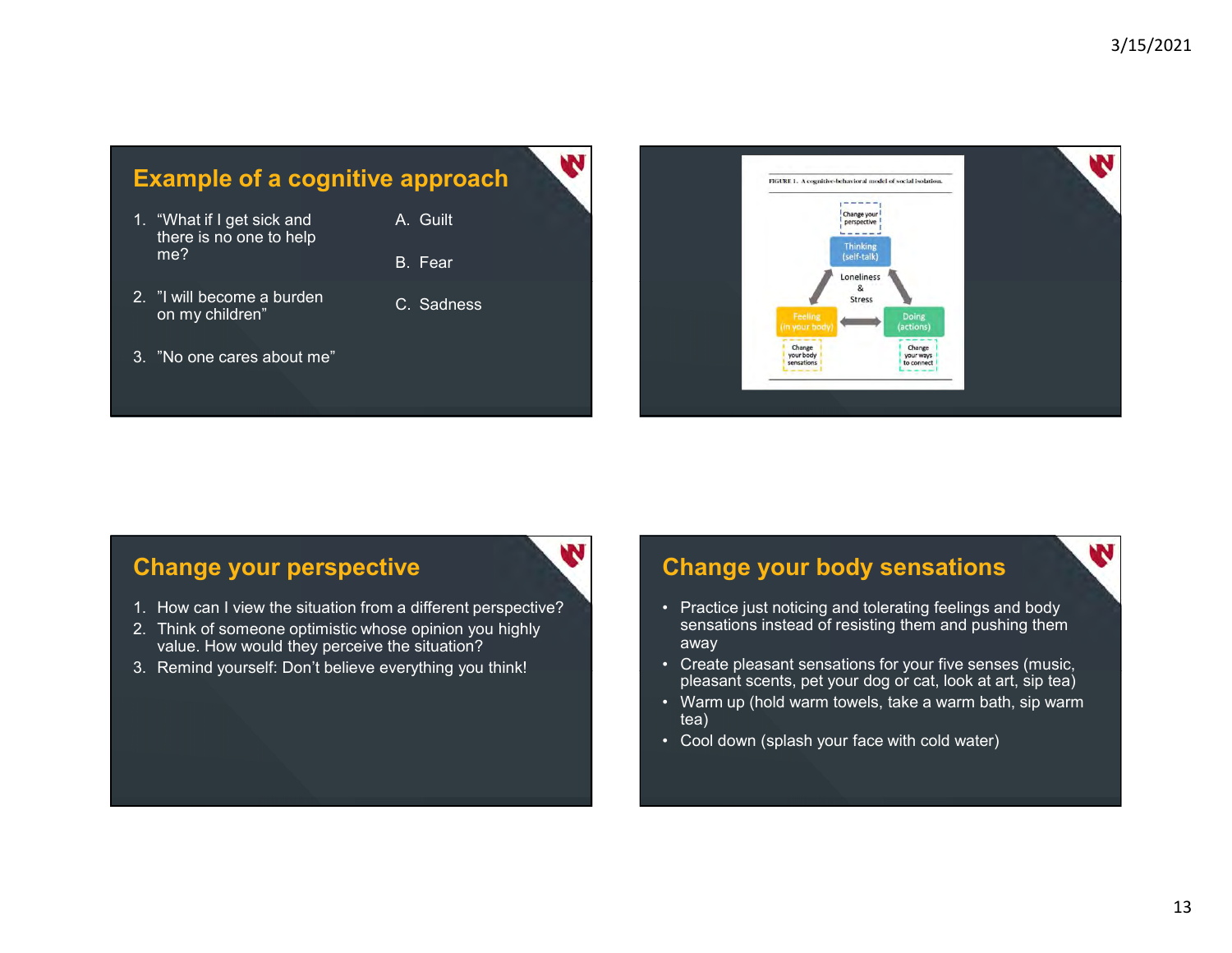## Example of a cognitive approach

1. "What if I get sick and there is no one to help me?
2. "I will become a burden on my children"
3. "No one cares about me"

A. Guilt
B. Fear
C. Sadness

FIGURE 1. A cognitive-behavioral model of social isolation.

- Change your perspective
- Thinking (self-talk)
- Loneliness & Stress
- Feeling (in your body)
- Doing (actions)
- Change your body sensations
- Change your ways to connect

## Change your perspective

1. How can I view the situation from a different perspective?
2. Think of someone optimistic whose opinion you highly value. How would they perceive the situation?
3. Remind yourself: Don't believe everything you think!

## Change your body sensations

- Practice just noticing and tolerating feelings and body sensations instead of resisting them and pushing them away
- Create pleasant sensations for your five senses (music, pleasant scents, pet your dog or cat, look at art, sip tea)
- Warm up (hold warm towels, take a warm bath, sip warm tea)
- Cool down (splash your face with cold water)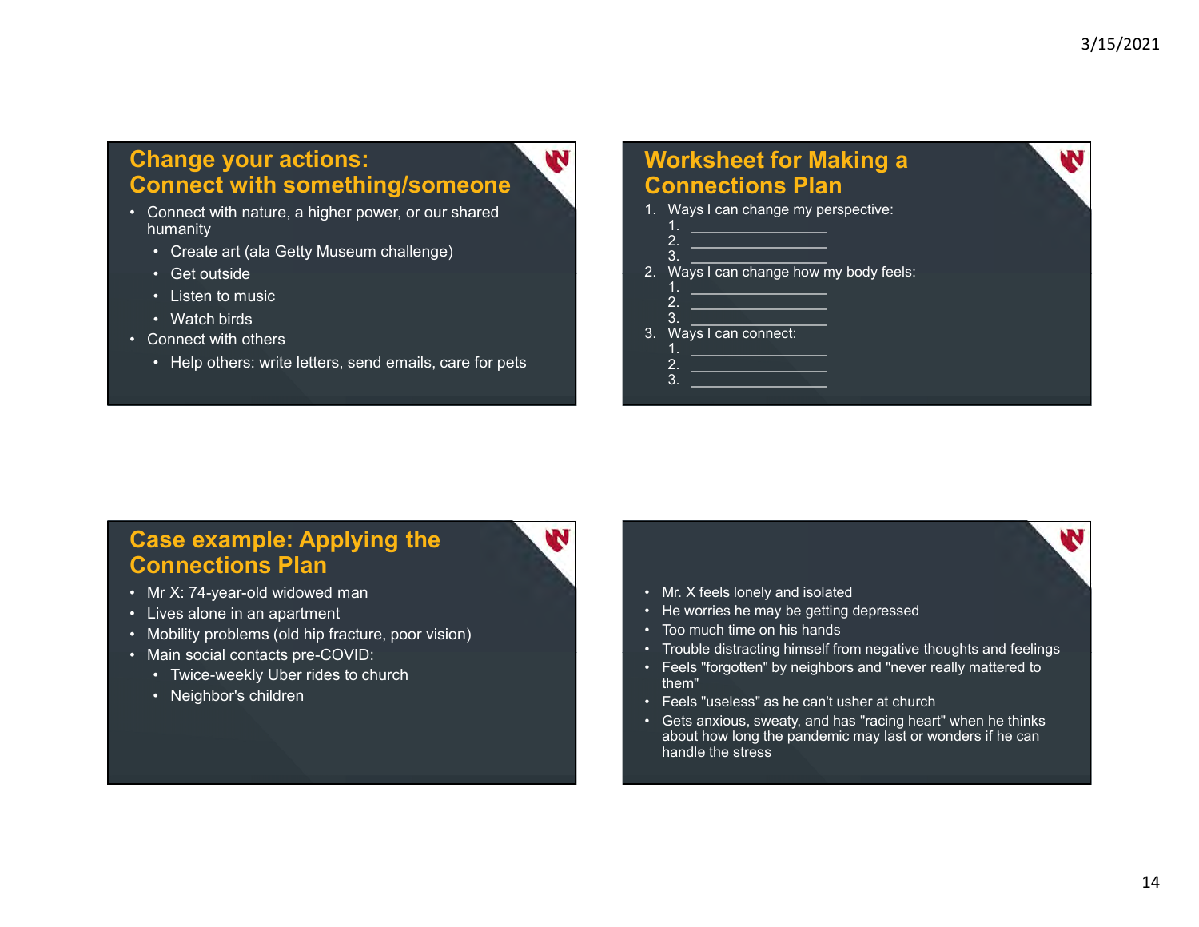## Change your actions: Connect with something/someone

- Connect with nature, a higher power, or our shared humanity
  - Create art (ala Getty Museum challenge)
  - Get outside
  - Listen to music
  - Watch birds
- Connect with others
  - Help others: write letters, send emails, care for pets

## Worksheet for Making a Connections Plan

1. Ways I can change my perspective:
   1. ________________
   2. ________________
   3. ________________
2. Ways I can change how my body feels:
   1. ________________
   2. ________________
   3. ________________
3. Ways I can connect:
   1. ________________
   2. ________________
   3. ________________

## Case example: Applying the Connections Plan

- Mr X: 74-year-old widowed man
- Lives alone in an apartment
- Mobility problems (old hip fracture, poor vision)
- Main social contacts pre-COVID:
  - Twice-weekly Uber rides to church
  - Neighbor's children

---

- Mr. X feels lonely and isolated
- He worries he may be getting depressed
- Too much time on his hands
- Trouble distracting himself from negative thoughts and feelings
- Feels "forgotten" by neighbors and "never really mattered to them"
- Feels "useless" as he can't usher at church
- Gets anxious, sweaty, and has "racing heart" when he thinks about how long the pandemic may last or wonders if he can handle the stress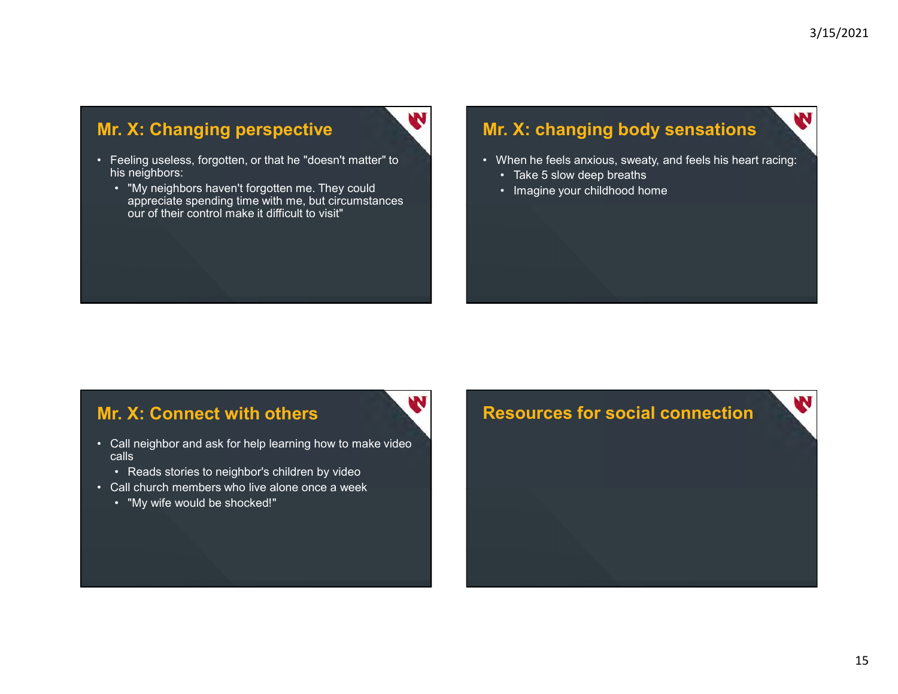## Mr. X: Changing perspective

- Feeling useless, forgotten, or that he "doesn't matter" to his neighbors:
  - "My neighbors haven't forgotten me. They could appreciate spending time with me, but circumstances our of their control make it difficult to visit"

## Mr. X: changing body sensations

- When he feels anxious, sweaty, and feels his heart racing:
  - Take 5 slow deep breaths
  - Imagine your childhood home

## Mr. X: Connect with others

- Call neighbor and ask for help learning how to make video calls
  - Reads stories to neighbor's children by video
- Call church members who live alone once a week
  - "My wife would be shocked!"

## Resources for social connection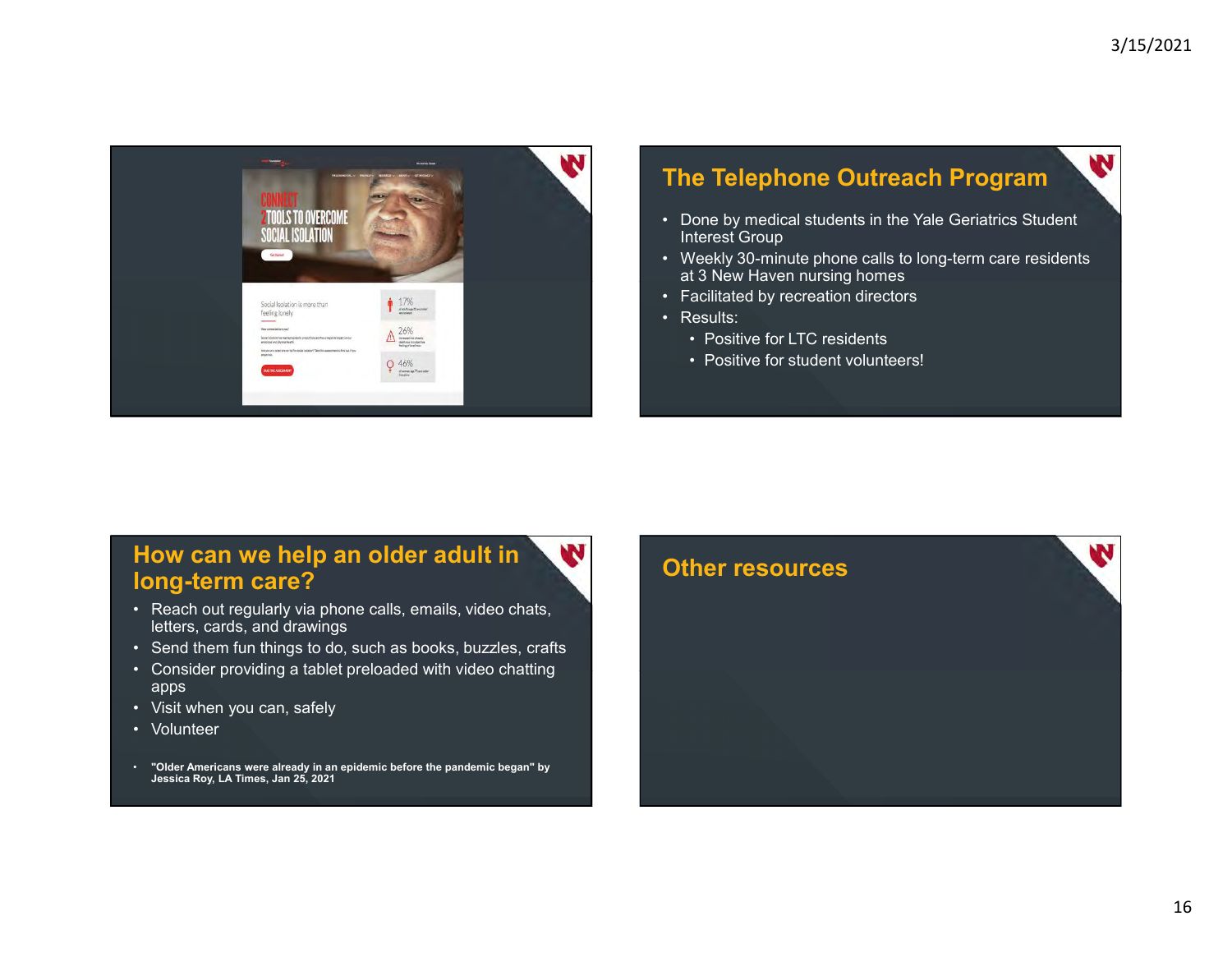## The Telephone Outreach Program

- Done by medical students in the Yale Geriatrics Student Interest Group
- Weekly 30-minute phone calls to long-term care residents at 3 New Haven nursing homes
- Facilitated by recreation directors
- Results:
  - Positive for LTC residents
  - Positive for student volunteers!

## How can we help an older adult in long-term care?

- Reach out regularly via phone calls, emails, video chats, letters, cards, and drawings
- Send them fun things to do, such as books, buzzles, crafts
- Consider providing a tablet preloaded with video chatting apps
- Visit when you can, safely
- Volunteer

- **"Older Americans were already in an epidemic before the pandemic began" by Jessica Roy, LA Times, Jan 25, 2021**

## Other resources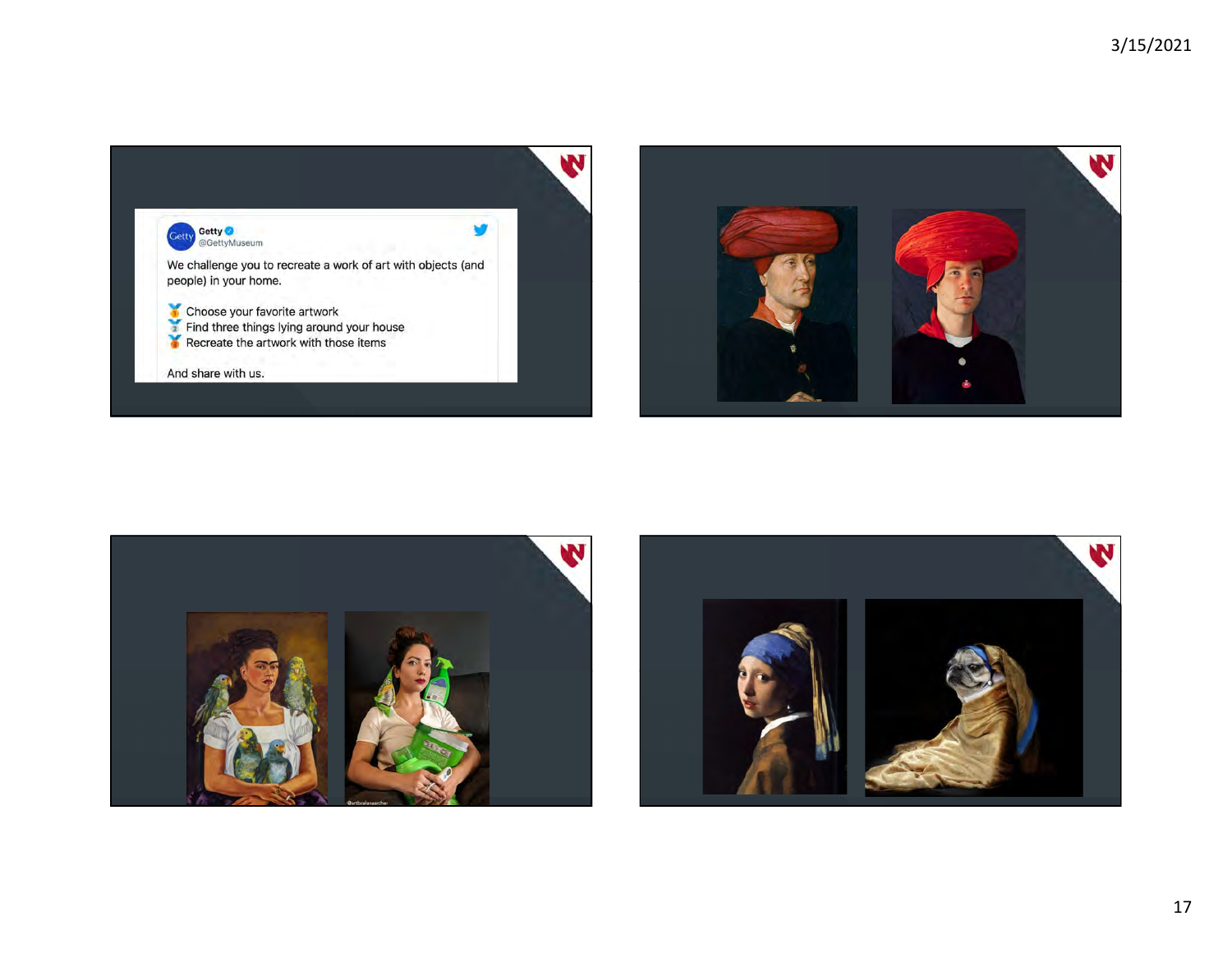Getty
@GettyMuseum

We challenge you to recreate a work of art with objects (and people) in your home.

- Choose your favorite artwork
- Find three things lying around your house
- Recreate the artwork with those items

And share with us.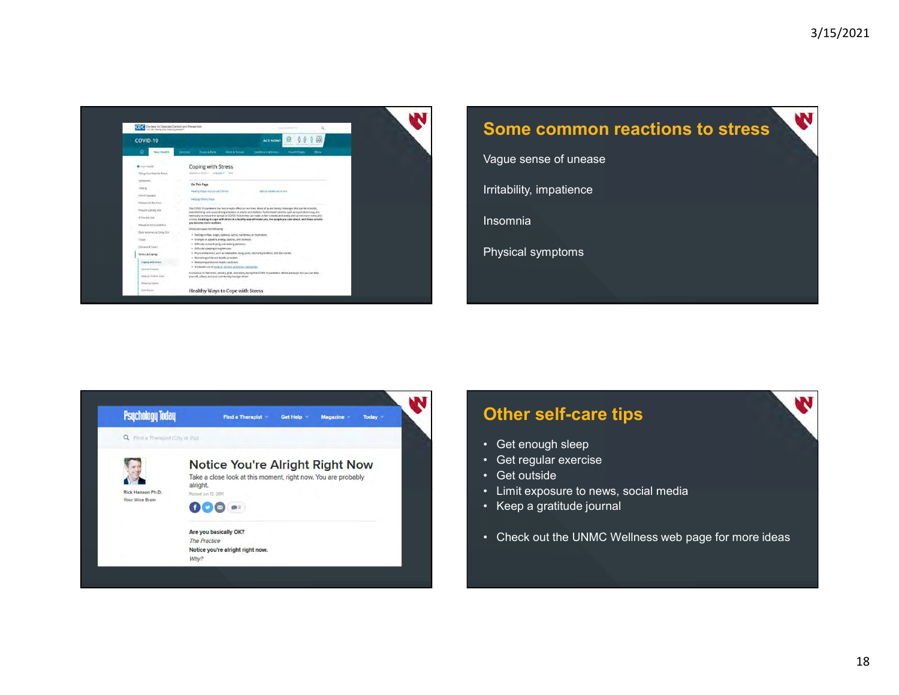Coping with Stress

Healthy Ways to Cope with Stress

## Some common reactions to stress

Vague sense of unease

Irritability, impatience

Insomnia

Physical symptoms

Notice You're Alright Right Now

Take a close look at this moment, right now. You are probably alright.

Rick Hanson Ph.D.
Your Wise Brain

Posted Jun 12, 2011

Are you basically OK?
*The Practice*
Notice you're alright right now.
*Why?*

## Other self-care tips

- Get enough sleep
- Get regular exercise
- Get outside
- Limit exposure to news, social media
- Keep a gratitude journal

- Check out the UNMC Wellness web page for more ideas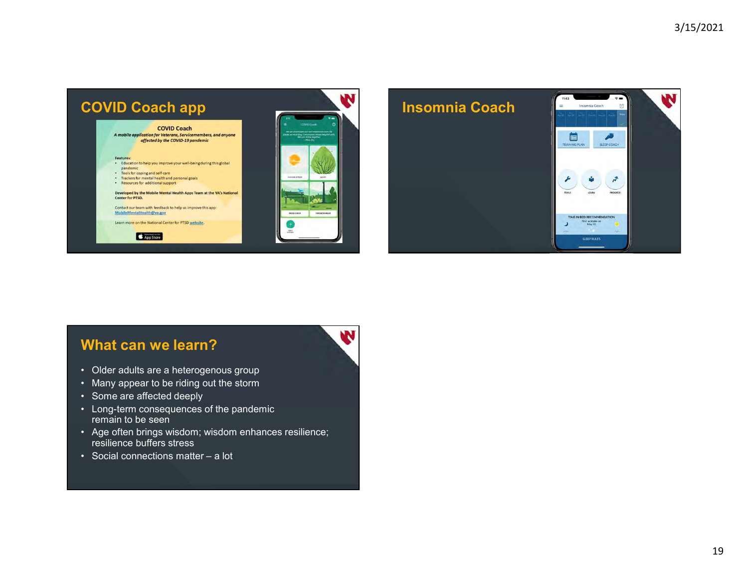## COVID Coach app

COVID Coach

*A mobile application for Veterans, Servicemembers, and anyone affected by the COVID-19 pandemic*

Features:
- Education to help you improve your well-being during this global pandemic
- Tools for coping and self-care
- Trackers for mental health and personal goals
- Resources for additional support

**Developed by the Mobile Mental Health Apps Team at the VA's National Center for PTSD.**

Contact our team with feedback to help us improve this app: MobileMentalHealth@va.gov

Learn more on the National Center for PTSD website.

## Insomnia Coach

## What can we learn?

- Older adults are a heterogenous group
- Many appear to be riding out the storm
- Some are affected deeply
- Long-term consequences of the pandemic remain to be seen
- Age often brings wisdom; wisdom enhances resilience; resilience buffers stress
- Social connections matter – a lot